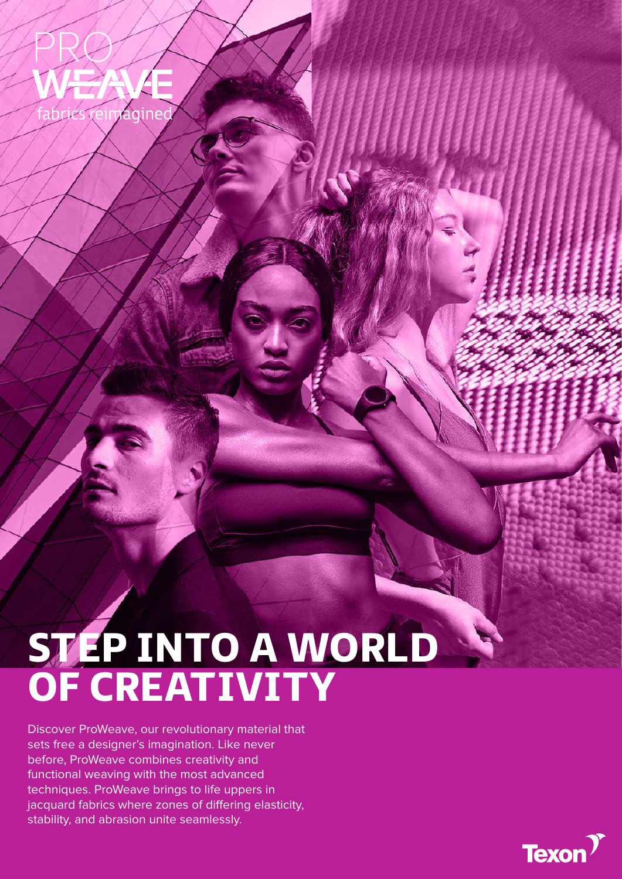PRO
WEAVE
fabrics reimagined

# STEP INTO A WORLD OF CREATIVITY

Discover ProWeave, our revolutionary material that sets free a designer's imagination. Like never before, ProWeave combines creativity and functional weaving with the most advanced techniques. ProWeave brings to life uppers in jacquard fabrics where zones of differing elasticity, stability, and abrasion unite seamlessly.

Texon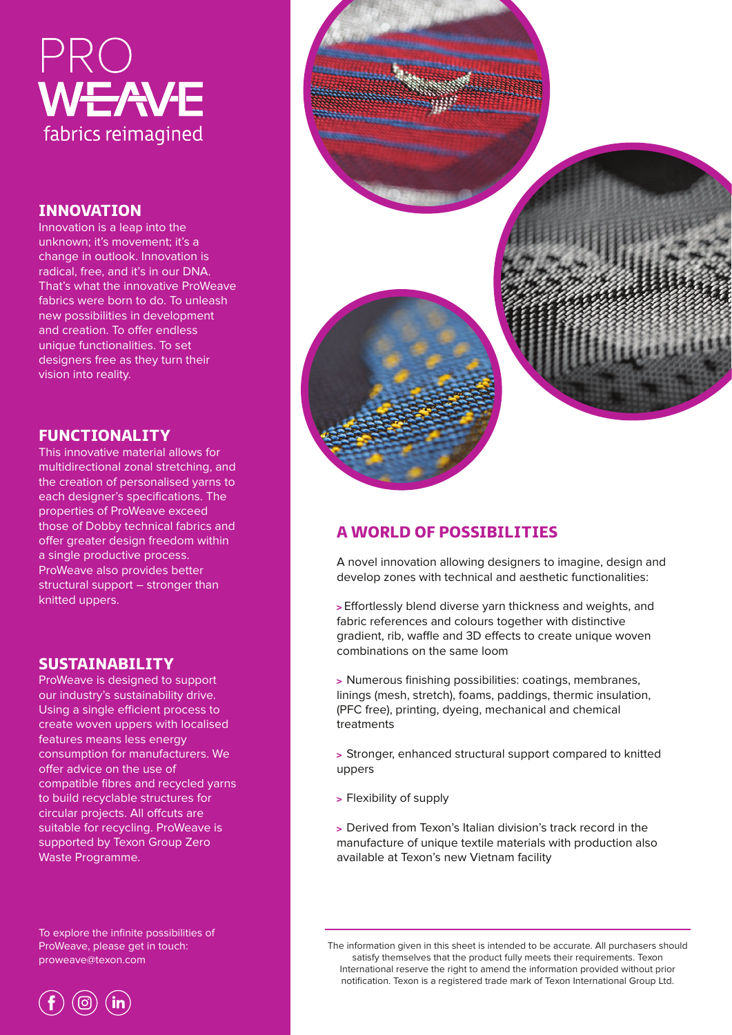# PRO WEAVE

fabrics reimagined

## INNOVATION

Innovation is a leap into the unknown; it's movement; it's a change in outlook. Innovation is radical, free, and it's in our DNA. That's what the innovative ProWeave fabrics were born to do. To unleash new possibilities in development and creation. To offer endless unique functionalities. To set designers free as they turn their vision into reality.

## FUNCTIONALITY

This innovative material allows for multidirectional zonal stretching, and the creation of personalised yarns to each designer's specifications. The properties of ProWeave exceed those of Dobby technical fabrics and offer greater design freedom within a single productive process. ProWeave also provides better structural support – stronger than knitted uppers.

## SUSTAINABILITY

ProWeave is designed to support our industry's sustainability drive. Using a single efficient process to create woven uppers with localised features means less energy consumption for manufacturers. We offer advice on the use of compatible fibres and recycled yarns to build recyclable structures for circular projects. All offcuts are suitable for recycling. ProWeave is supported by Texon Group Zero Waste Programme.

To explore the infinite possibilities of ProWeave, please get in touch: proweave@texon.com

## A WORLD OF POSSIBILITIES

A novel innovation allowing designers to imagine, design and develop zones with technical and aesthetic functionalities:

> Effortlessly blend diverse yarn thickness and weights, and fabric references and colours together with distinctive gradient, rib, waffle and 3D effects to create unique woven combinations on the same loom

> Numerous finishing possibilities: coatings, membranes, linings (mesh, stretch), foams, paddings, thermic insulation, (PFC free), printing, dyeing, mechanical and chemical treatments

> Stronger, enhanced structural support compared to knitted uppers

> Flexibility of supply

> Derived from Texon's Italian division's track record in the manufacture of unique textile materials with production also available at Texon's new Vietnam facility

The information given in this sheet is intended to be accurate. All purchasers should satisfy themselves that the product fully meets their requirements. Texon International reserve the right to amend the information provided without prior notification. Texon is a registered trade mark of Texon International Group Ltd.